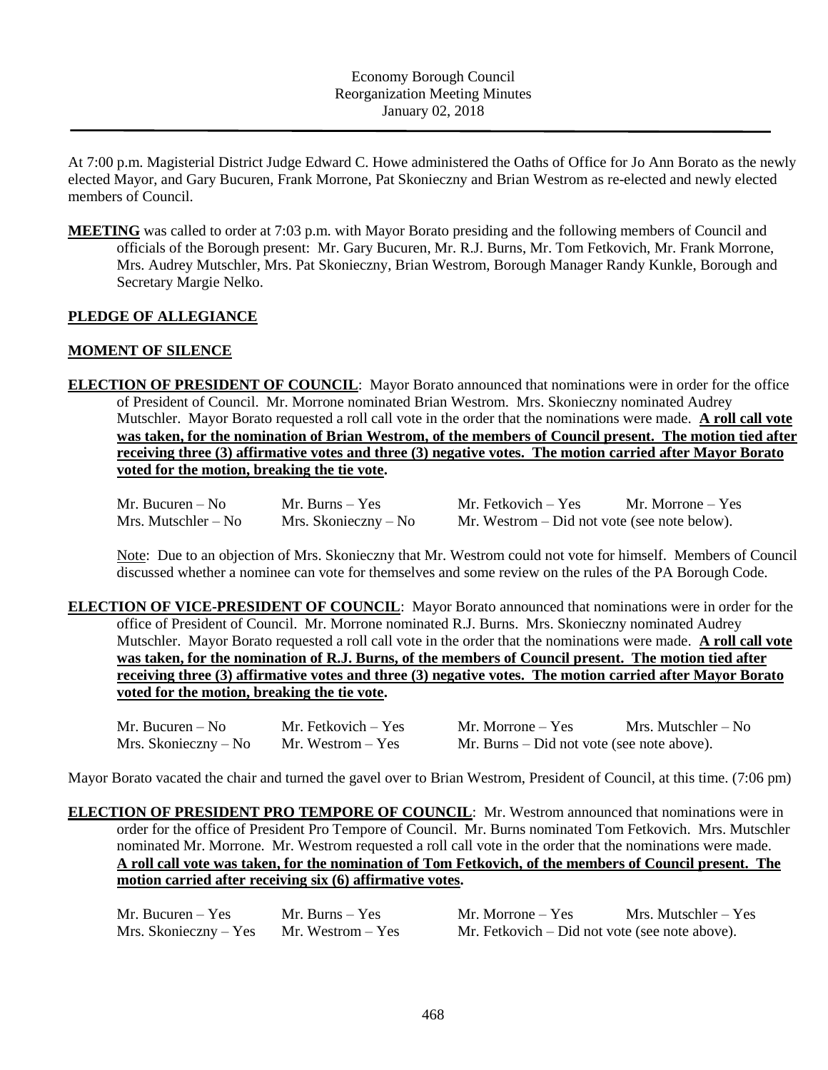Economy Borough Council
Reorganization Meeting Minutes
January 02, 2018

At 7:00 p.m. Magisterial District Judge Edward C. Howe administered the Oaths of Office for Jo Ann Borato as the newly elected Mayor, and Gary Bucuren, Frank Morrone, Pat Skonieczny and Brian Westrom as re-elected and newly elected members of Council.

**MEETING** was called to order at 7:03 p.m. with Mayor Borato presiding and the following members of Council and officials of the Borough present: Mr. Gary Bucuren, Mr. R.J. Burns, Mr. Tom Fetkovich, Mr. Frank Morrone, Mrs. Audrey Mutschler, Mrs. Pat Skonieczny, Brian Westrom, Borough Manager Randy Kunkle, Borough and Secretary Margie Nelko.

**PLEDGE OF ALLEGIANCE**

**MOMENT OF SILENCE**

**ELECTION OF PRESIDENT OF COUNCIL**: Mayor Borato announced that nominations were in order for the office of President of Council. Mr. Morrone nominated Brian Westrom. Mrs. Skonieczny nominated Audrey Mutschler. Mayor Borato requested a roll call vote in the order that the nominations were made. **A roll call vote was taken, for the nomination of Brian Westrom, of the members of Council present. The motion tied after receiving three (3) affirmative votes and three (3) negative votes. The motion carried after Mayor Borato voted for the motion, breaking the tie vote.**

Mr. Bucuren – No   Mr. Burns – Yes   Mr. Fetkovich – Yes   Mr. Morrone – Yes
Mrs. Mutschler – No   Mrs. Skonieczny – No   Mr. Westrom – Did not vote (see note below).

Note: Due to an objection of Mrs. Skonieczny that Mr. Westrom could not vote for himself. Members of Council discussed whether a nominee can vote for themselves and some review on the rules of the PA Borough Code.

**ELECTION OF VICE-PRESIDENT OF COUNCIL**: Mayor Borato announced that nominations were in order for the office of President of Council. Mr. Morrone nominated R.J. Burns. Mrs. Skonieczny nominated Audrey Mutschler. Mayor Borato requested a roll call vote in the order that the nominations were made. **A roll call vote was taken, for the nomination of R.J. Burns, of the members of Council present. The motion tied after receiving three (3) affirmative votes and three (3) negative votes. The motion carried after Mayor Borato voted for the motion, breaking the tie vote.**

Mr. Bucuren – No   Mr. Fetkovich – Yes   Mr. Morrone – Yes   Mrs. Mutschler – No
Mrs. Skonieczny – No   Mr. Westrom – Yes   Mr. Burns – Did not vote (see note above).

Mayor Borato vacated the chair and turned the gavel over to Brian Westrom, President of Council, at this time. (7:06 pm)

**ELECTION OF PRESIDENT PRO TEMPORE OF COUNCIL**: Mr. Westrom announced that nominations were in order for the office of President Pro Tempore of Council. Mr. Burns nominated Tom Fetkovich. Mrs. Mutschler nominated Mr. Morrone. Mr. Westrom requested a roll call vote in the order that the nominations were made. **A roll call vote was taken, for the nomination of Tom Fetkovich, of the members of Council present. The motion carried after receiving six (6) affirmative votes.**

Mr. Bucuren – Yes   Mr. Burns – Yes   Mr. Morrone – Yes   Mrs. Mutschler – Yes
Mrs. Skonieczny – Yes   Mr. Westrom – Yes   Mr. Fetkovich – Did not vote (see note above).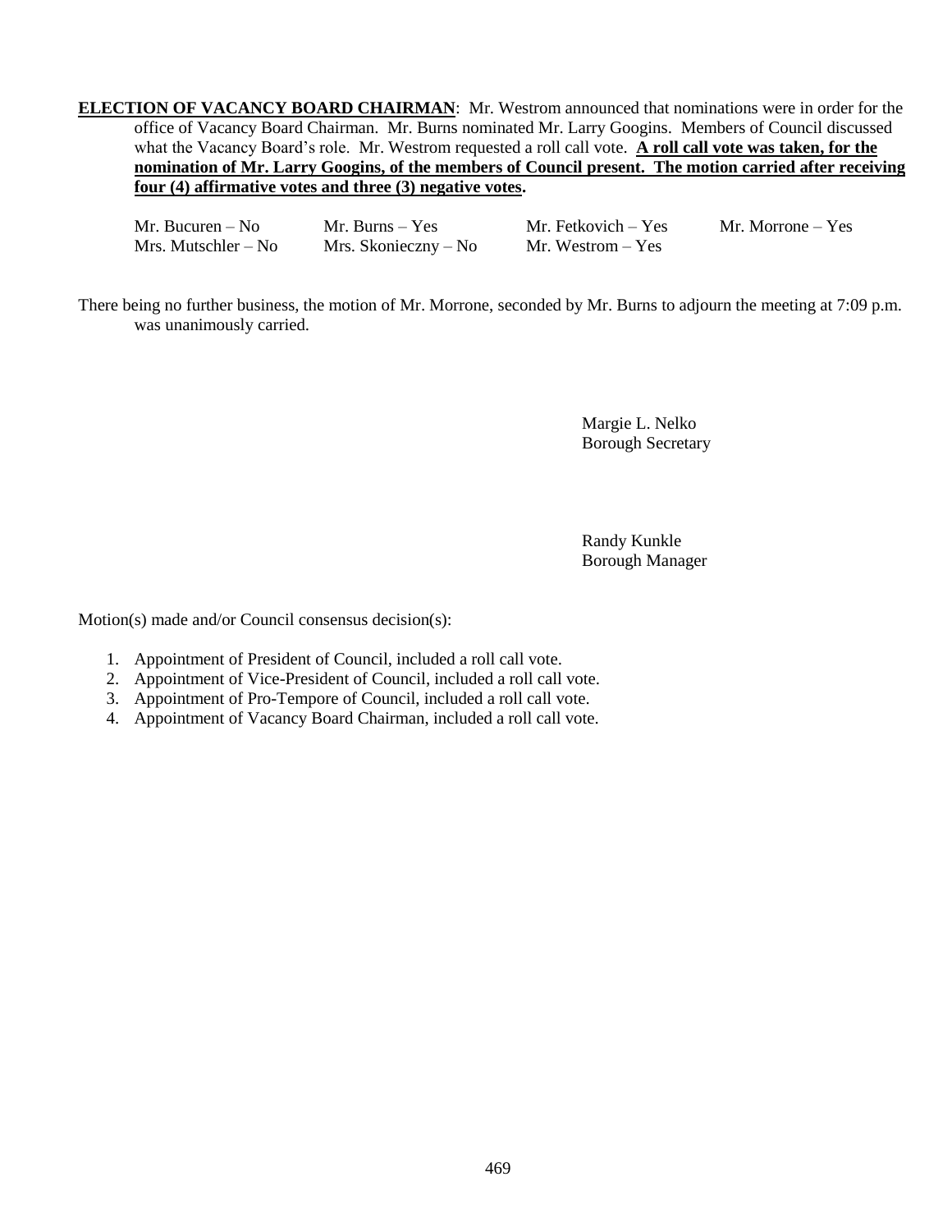**ELECTION OF VACANCY BOARD CHAIRMAN**: Mr. Westrom announced that nominations were in order for the office of Vacancy Board Chairman. Mr. Burns nominated Mr. Larry Googins. Members of Council discussed what the Vacancy Board's role. Mr. Westrom requested a roll call vote. **A roll call vote was taken, for the nomination of Mr. Larry Googins, of the members of Council present. The motion carried after receiving four (4) affirmative votes and three (3) negative votes.**

| | | | |
|---|---|---|---|
| Mr. Bucuren – No | Mr. Burns – Yes | Mr. Fetkovich – Yes | Mr. Morrone – Yes |
| Mrs. Mutschler – No | Mrs. Skonieczny – No | Mr. Westrom – Yes | |

There being no further business, the motion of Mr. Morrone, seconded by Mr. Burns to adjourn the meeting at 7:09 p.m. was unanimously carried.

Margie L. Nelko
Borough Secretary

Randy Kunkle
Borough Manager

Motion(s) made and/or Council consensus decision(s):

1. Appointment of President of Council, included a roll call vote.
2. Appointment of Vice-President of Council, included a roll call vote.
3. Appointment of Pro-Tempore of Council, included a roll call vote.
4. Appointment of Vacancy Board Chairman, included a roll call vote.